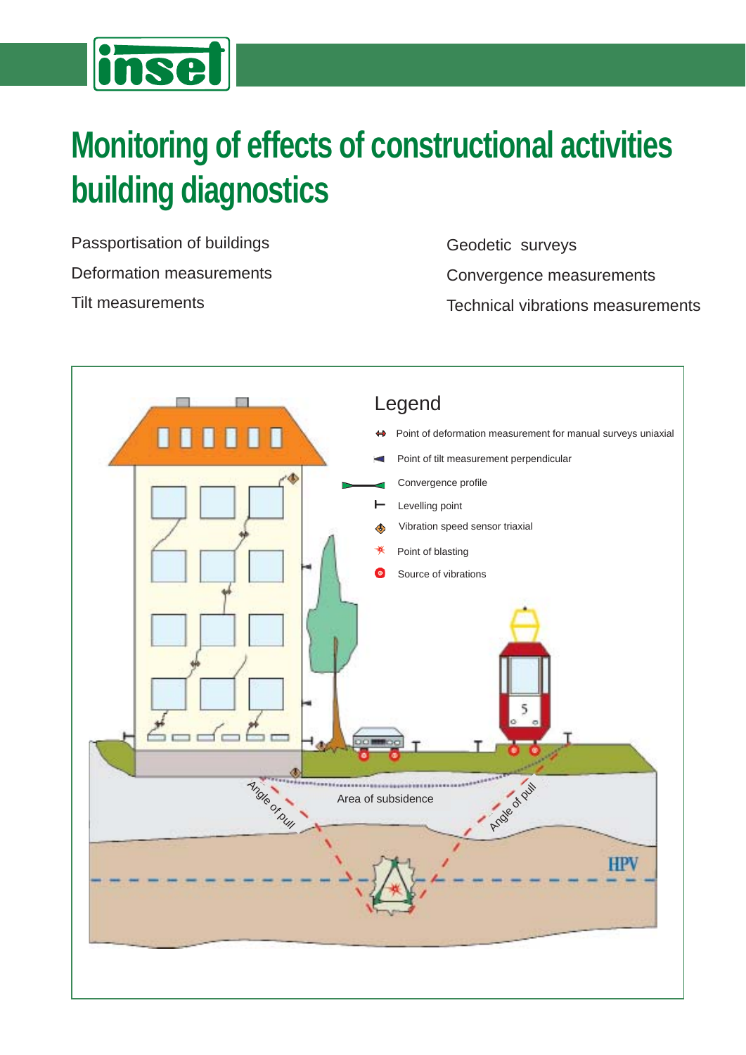# Monitoring of effects of constructional activities building diagnostics

- Passportisation of buildings
- Deformation measurements
- Tilt measurements
- Geodetic surveys
- Convergence measurements
- Technical vibrations measurements

Legend

- Point of deformation measurement for manual surveys uniaxial
- Point of tilt measurement perpendicular
- Convergence profile
- Levelling point
- Vibration speed sensor triaxial
- Point of blasting
- Source of vibrations

Area of subsidence

Angle of pull

Angle of pull

HPV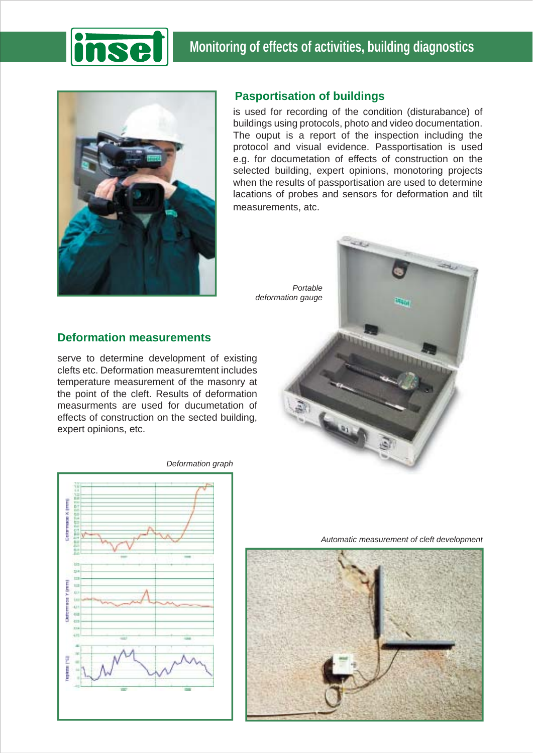## Monitoring of effects of activities, building diagnostics

### Pasportisation of buildings

is used for recording of the condition (disturabance) of buildings using protocols, photo and video documentation. The ouput is a report of the inspection including the protocol and visual evidence. Passportisation is used e.g. for documetation of effects of construction on the selected building, expert opinions, monotoring projects when the results of passportisation are used to determine lacations of probes and sensors for deformation and tilt measurements, atc.

*Portable deformation gauge*

### Deformation measurements

serve to determine development of existing clefts etc. Deformation measuremtent includes temperature measurement of the masonry at the point of the cleft. Results of deformation measurments are used for ducumetation of effects of construction on the sected building, expert opinions, etc.

*Deformation graph*

*Automatic measurement of cleft development*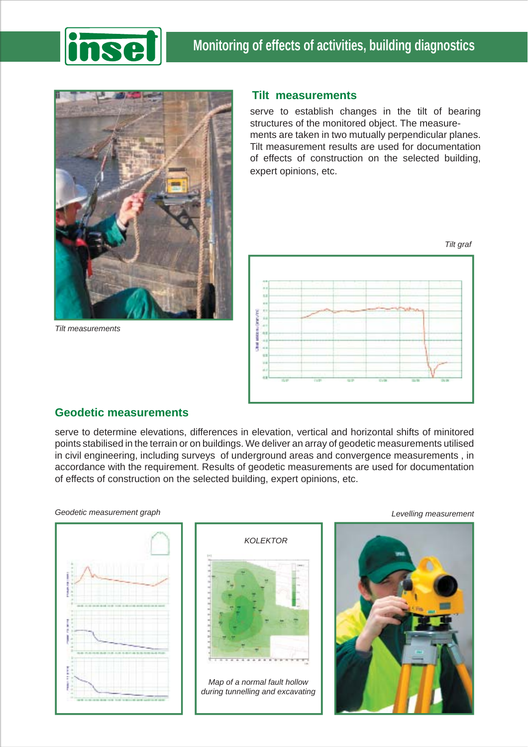## Tilt measurements

serve to establish changes in the tilt of bearing structures of the monitored object. The measurements are taken in two mutually perpendicular planes. Tilt measurement results are used for documentation of effects of construction on the selected building, expert opinions, etc.

*Tilt measurements*

*Tilt graf*

## Geodetic measurements

serve to determine elevations, differences in elevation, vertical and horizontal shifts of minitored points stabilised in the terrain or on buildings. We deliver an array of geodetic measurements utilised in civil engineering, including surveys of underground areas and convergence measurements , in accordance with the requirement. Results of geodetic measurements are used for documentation of effects of construction on the selected building, expert opinions, etc.

*Geodetic measurement graph*

*KOLEKTOR*

*Map of a normal fault hollow during tunnelling and excavating*

*Levelling measurement*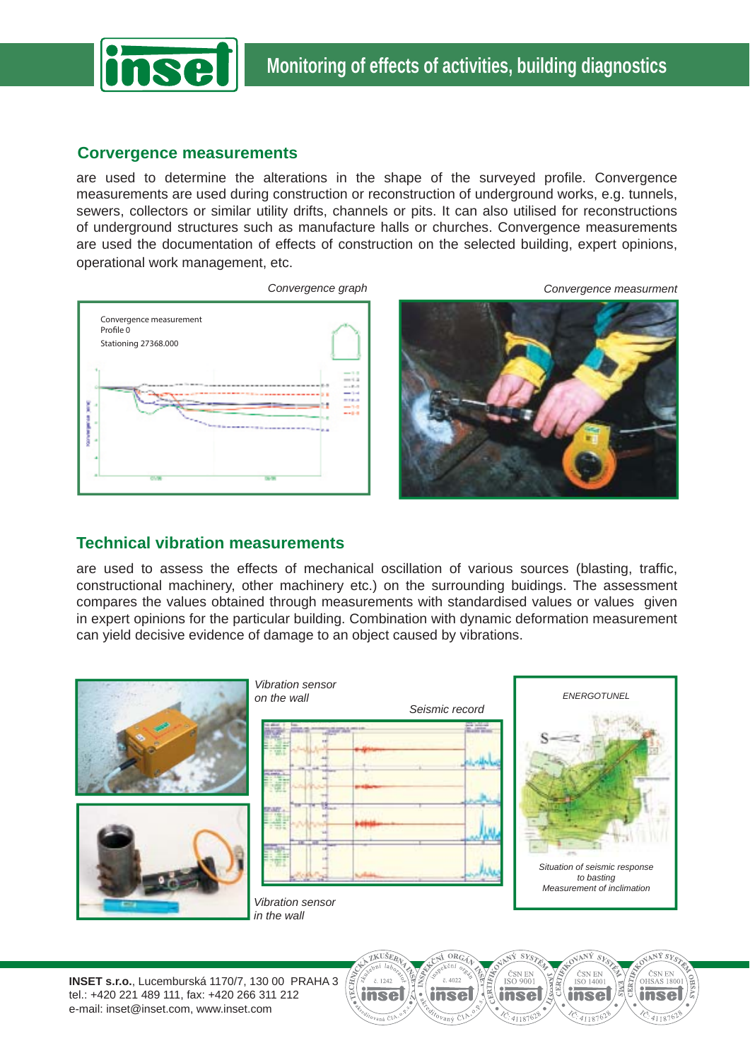## Corvergence measurements

are used to determine the alterations in the shape of the surveyed profile. Convergence measurements are used during construction or reconstruction of underground works, e.g. tunnels, sewers, collectors or similar utility drifts, channels or pits. It can also utilised for reconstructions of underground structures such as manufacture halls or churches. Convergence measurements are used the documentation of effects of construction on the selected building, expert opinions, operational work management, etc.

*Convergence graph*

Convergence measurement
Profile 0
Stationing 27368.000

*Convergence measurment*

## Technical vibration measurements

are used to assess the effects of mechanical oscillation of various sources (blasting, traffic, constructional machinery, other machinery etc.) on the surrounding buidings. The assessment compares the values obtained through measurements with standardised values or values given in expert opinions for the particular building. Combination with dynamic deformation measurement can yield decisive evidence of damage to an object caused by vibrations.

*Vibration sensor on the wall*

*Seismic record*

*ENERGOTUNEL*

*Situation of seismic response to basting*
*Measurement of inclimation*

*Vibration sensor in the wall*

**INSET s.r.o.**, Lucemburská 1170/7, 130 00 PRAHA 3
tel.: +420 221 489 111, fax: +420 266 311 212
e-mail: inset@inset.com, www.inset.com